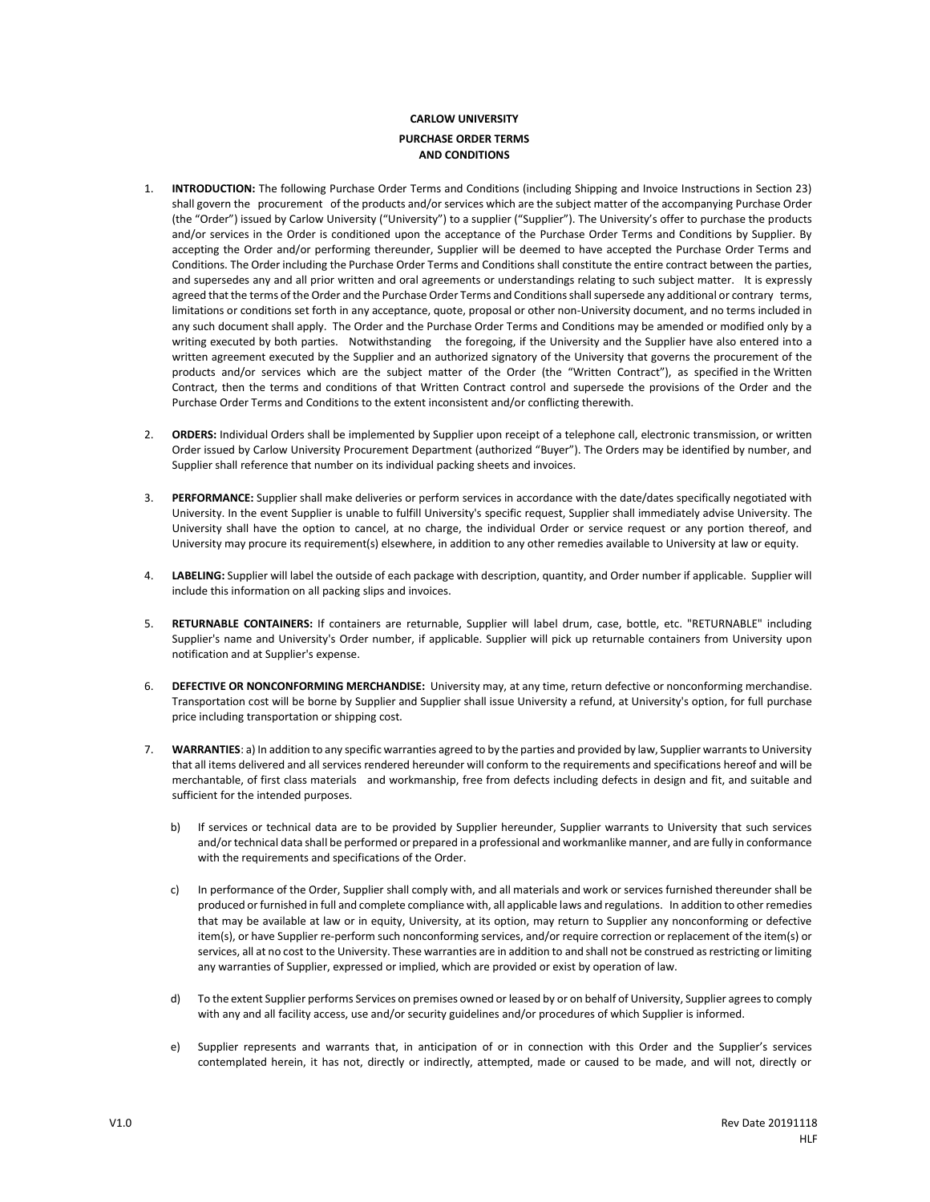**CARLOW UNIVERSITY**

**PURCHASE ORDER TERMS AND CONDITIONS**

1. **INTRODUCTION:** The following Purchase Order Terms and Conditions (including Shipping and Invoice Instructions in Section 23) shall govern the procurement of the products and/or services which are the subject matter of the accompanying Purchase Order (the "Order") issued by Carlow University ("University") to a supplier ("Supplier"). The University's offer to purchase the products and/or services in the Order is conditioned upon the acceptance of the Purchase Order Terms and Conditions by Supplier. By accepting the Order and/or performing thereunder, Supplier will be deemed to have accepted the Purchase Order Terms and Conditions. The Order including the Purchase Order Terms and Conditions shall constitute the entire contract between the parties, and supersedes any and all prior written and oral agreements or understandings relating to such subject matter. It is expressly agreed that the terms of the Order and the Purchase Order Terms and Conditions shall supersede any additional or contrary terms, limitations or conditions set forth in any acceptance, quote, proposal or other non-University document, and no terms included in any such document shall apply. The Order and the Purchase Order Terms and Conditions may be amended or modified only by a writing executed by both parties. Notwithstanding the foregoing, if the University and the Supplier have also entered into a written agreement executed by the Supplier and an authorized signatory of the University that governs the procurement of the products and/or services which are the subject matter of the Order (the "Written Contract"), as specified in the Written Contract, then the terms and conditions of that Written Contract control and supersede the provisions of the Order and the Purchase Order Terms and Conditions to the extent inconsistent and/or conflicting therewith.

2. **ORDERS:** Individual Orders shall be implemented by Supplier upon receipt of a telephone call, electronic transmission, or written Order issued by Carlow University Procurement Department (authorized "Buyer"). The Orders may be identified by number, and Supplier shall reference that number on its individual packing sheets and invoices.

3. **PERFORMANCE:** Supplier shall make deliveries or perform services in accordance with the date/dates specifically negotiated with University. In the event Supplier is unable to fulfill University's specific request, Supplier shall immediately advise University. The University shall have the option to cancel, at no charge, the individual Order or service request or any portion thereof, and University may procure its requirement(s) elsewhere, in addition to any other remedies available to University at law or equity.

4. **LABELING:** Supplier will label the outside of each package with description, quantity, and Order number if applicable. Supplier will include this information on all packing slips and invoices.

5. **RETURNABLE CONTAINERS:** If containers are returnable, Supplier will label drum, case, bottle, etc. "RETURNABLE" including Supplier's name and University's Order number, if applicable. Supplier will pick up returnable containers from University upon notification and at Supplier's expense.

6. **DEFECTIVE OR NONCONFORMING MERCHANDISE:** University may, at any time, return defective or nonconforming merchandise. Transportation cost will be borne by Supplier and Supplier shall issue University a refund, at University's option, for full purchase price including transportation or shipping cost.

7. **WARRANTIES**: a) In addition to any specific warranties agreed to by the parties and provided by law, Supplier warrants to University that all items delivered and all services rendered hereunder will conform to the requirements and specifications hereof and will be merchantable, of first class materials and workmanship, free from defects including defects in design and fit, and suitable and sufficient for the intended purposes.

   b) If services or technical data are to be provided by Supplier hereunder, Supplier warrants to University that such services and/or technical data shall be performed or prepared in a professional and workmanlike manner, and are fully in conformance with the requirements and specifications of the Order.

   c) In performance of the Order, Supplier shall comply with, and all materials and work or services furnished thereunder shall be produced or furnished in full and complete compliance with, all applicable laws and regulations. In addition to other remedies that may be available at law or in equity, University, at its option, may return to Supplier any nonconforming or defective item(s), or have Supplier re-perform such nonconforming services, and/or require correction or replacement of the item(s) or services, all at no cost to the University. These warranties are in addition to and shall not be construed as restricting or limiting any warranties of Supplier, expressed or implied, which are provided or exist by operation of law.

   d) To the extent Supplier performs Services on premises owned or leased by or on behalf of University, Supplier agrees to comply with any and all facility access, use and/or security guidelines and/or procedures of which Supplier is informed.

   e) Supplier represents and warrants that, in anticipation of or in connection with this Order and the Supplier's services contemplated herein, it has not, directly or indirectly, attempted, made or caused to be made, and will not, directly or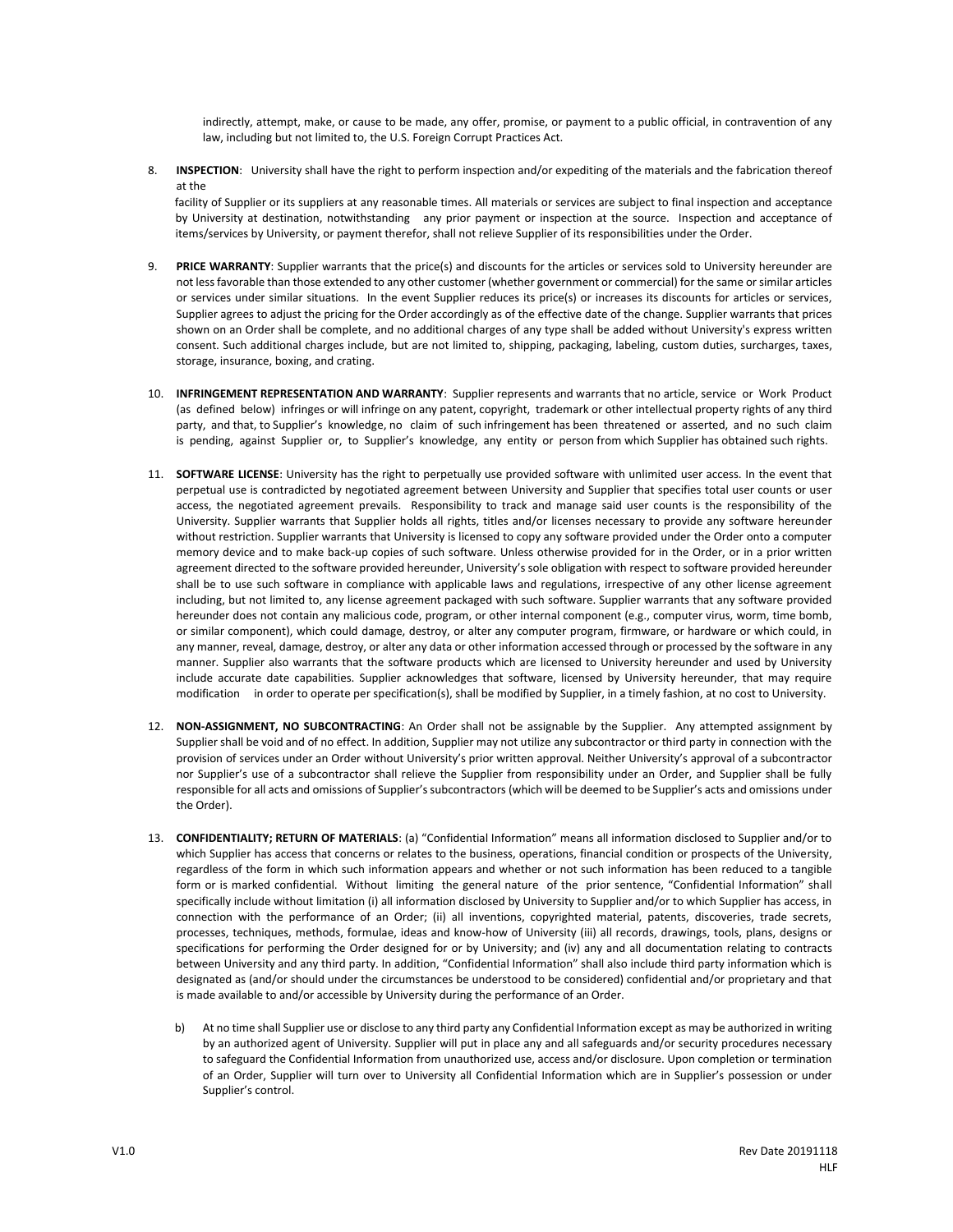indirectly, attempt, make, or cause to be made, any offer, promise, or payment to a public official, in contravention of any law, including but not limited to, the U.S. Foreign Corrupt Practices Act.

8. **INSPECTION**: University shall have the right to perform inspection and/or expediting of the materials and the fabrication thereof at the facility of Supplier or its suppliers at any reasonable times. All materials or services are subject to final inspection and acceptance by University at destination, notwithstanding any prior payment or inspection at the source. Inspection and acceptance of items/services by University, or payment therefor, shall not relieve Supplier of its responsibilities under the Order.

9. **PRICE WARRANTY**: Supplier warrants that the price(s) and discounts for the articles or services sold to University hereunder are not less favorable than those extended to any other customer (whether government or commercial) for the same or similar articles or services under similar situations. In the event Supplier reduces its price(s) or increases its discounts for articles or services, Supplier agrees to adjust the pricing for the Order accordingly as of the effective date of the change. Supplier warrants that prices shown on an Order shall be complete, and no additional charges of any type shall be added without University's express written consent. Such additional charges include, but are not limited to, shipping, packaging, labeling, custom duties, surcharges, taxes, storage, insurance, boxing, and crating.

10. **INFRINGEMENT REPRESENTATION AND WARRANTY**: Supplier represents and warrants that no article, service or Work Product (as defined below) infringes or will infringe on any patent, copyright, trademark or other intellectual property rights of any third party, and that, to Supplier's knowledge, no claim of such infringement has been threatened or asserted, and no such claim is pending, against Supplier or, to Supplier's knowledge, any entity or person from which Supplier has obtained such rights.

11. **SOFTWARE LICENSE**: University has the right to perpetually use provided software with unlimited user access. In the event that perpetual use is contradicted by negotiated agreement between University and Supplier that specifies total user counts or user access, the negotiated agreement prevails. Responsibility to track and manage said user counts is the responsibility of the University. Supplier warrants that Supplier holds all rights, titles and/or licenses necessary to provide any software hereunder without restriction. Supplier warrants that University is licensed to copy any software provided under the Order onto a computer memory device and to make back-up copies of such software. Unless otherwise provided for in the Order, or in a prior written agreement directed to the software provided hereunder, University's sole obligation with respect to software provided hereunder shall be to use such software in compliance with applicable laws and regulations, irrespective of any other license agreement including, but not limited to, any license agreement packaged with such software. Supplier warrants that any software provided hereunder does not contain any malicious code, program, or other internal component (e.g., computer virus, worm, time bomb, or similar component), which could damage, destroy, or alter any computer program, firmware, or hardware or which could, in any manner, reveal, damage, destroy, or alter any data or other information accessed through or processed by the software in any manner. Supplier also warrants that the software products which are licensed to University hereunder and used by University include accurate date capabilities. Supplier acknowledges that software, licensed by University hereunder, that may require modification in order to operate per specification(s), shall be modified by Supplier, in a timely fashion, at no cost to University.

12. **NON-ASSIGNMENT, NO SUBCONTRACTING**: An Order shall not be assignable by the Supplier. Any attempted assignment by Supplier shall be void and of no effect. In addition, Supplier may not utilize any subcontractor or third party in connection with the provision of services under an Order without University's prior written approval. Neither University's approval of a subcontractor nor Supplier's use of a subcontractor shall relieve the Supplier from responsibility under an Order, and Supplier shall be fully responsible for all acts and omissions of Supplier's subcontractors (which will be deemed to be Supplier's acts and omissions under the Order).

13. **CONFIDENTIALITY; RETURN OF MATERIALS**: (a) "Confidential Information" means all information disclosed to Supplier and/or to which Supplier has access that concerns or relates to the business, operations, financial condition or prospects of the University, regardless of the form in which such information appears and whether or not such information has been reduced to a tangible form or is marked confidential. Without limiting the general nature of the prior sentence, "Confidential Information" shall specifically include without limitation (i) all information disclosed by University to Supplier and/or to which Supplier has access, in connection with the performance of an Order; (ii) all inventions, copyrighted material, patents, discoveries, trade secrets, processes, techniques, methods, formulae, ideas and know-how of University (iii) all records, drawings, tools, plans, designs or specifications for performing the Order designed for or by University; and (iv) any and all documentation relating to contracts between University and any third party. In addition, "Confidential Information" shall also include third party information which is designated as (and/or should under the circumstances be understood to be considered) confidential and/or proprietary and that is made available to and/or accessible by University during the performance of an Order.

    b) At no time shall Supplier use or disclose to any third party any Confidential Information except as may be authorized in writing by an authorized agent of University. Supplier will put in place any and all safeguards and/or security procedures necessary to safeguard the Confidential Information from unauthorized use, access and/or disclosure. Upon completion or termination of an Order, Supplier will turn over to University all Confidential Information which are in Supplier's possession or under Supplier's control.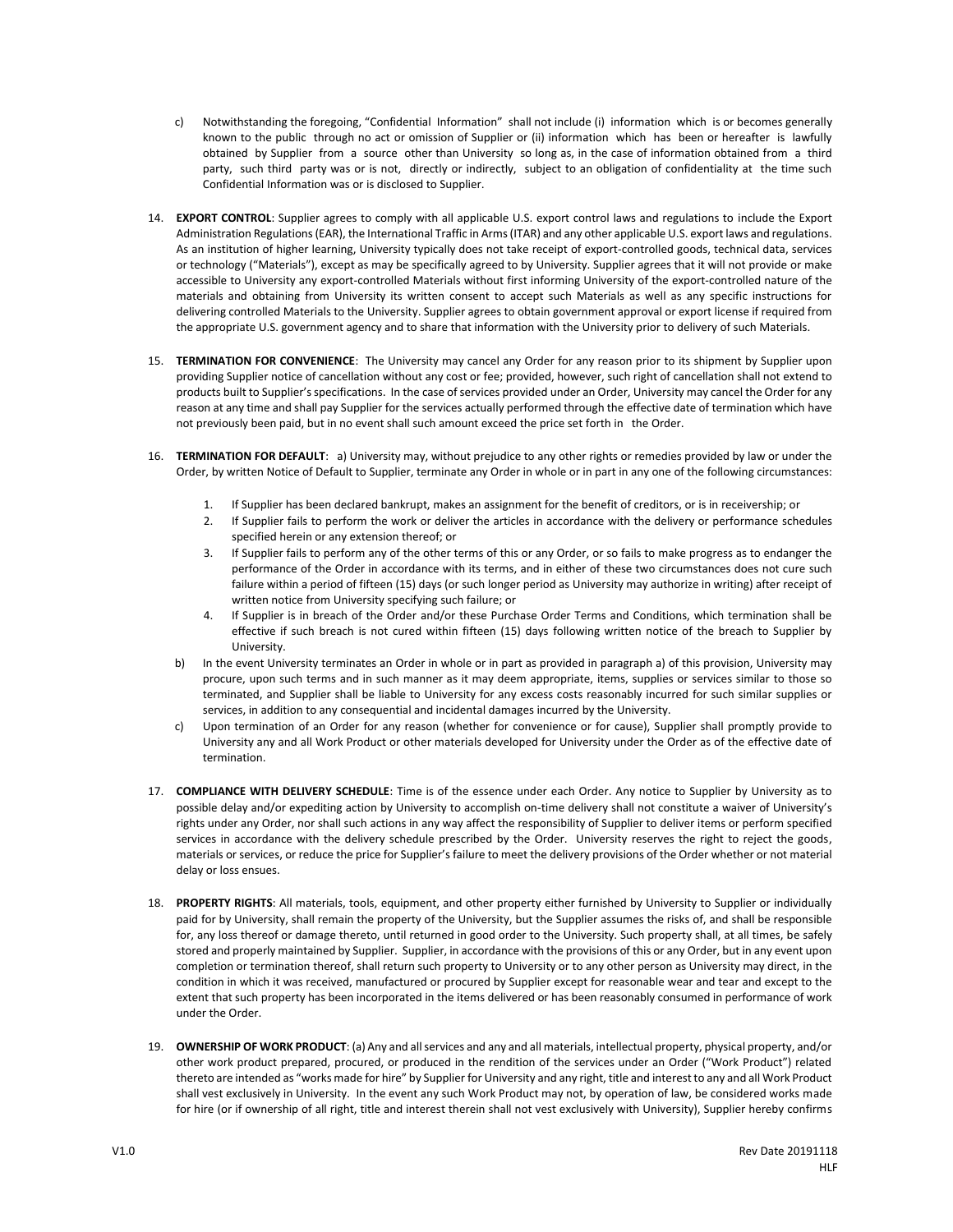c) Notwithstanding the foregoing, "Confidential Information" shall not include (i) information which is or becomes generally known to the public through no act or omission of Supplier or (ii) information which has been or hereafter is lawfully obtained by Supplier from a source other than University so long as, in the case of information obtained from a third party, such third party was or is not, directly or indirectly, subject to an obligation of confidentiality at the time such Confidential Information was or is disclosed to Supplier.

14. **EXPORT CONTROL**: Supplier agrees to comply with all applicable U.S. export control laws and regulations to include the Export Administration Regulations (EAR), the International Traffic in Arms (ITAR) and any other applicable U.S. export laws and regulations. As an institution of higher learning, University typically does not take receipt of export-controlled goods, technical data, services or technology ("Materials"), except as may be specifically agreed to by University. Supplier agrees that it will not provide or make accessible to University any export-controlled Materials without first informing University of the export-controlled nature of the materials and obtaining from University its written consent to accept such Materials as well as any specific instructions for delivering controlled Materials to the University. Supplier agrees to obtain government approval or export license if required from the appropriate U.S. government agency and to share that information with the University prior to delivery of such Materials.

15. **TERMINATION FOR CONVENIENCE**: The University may cancel any Order for any reason prior to its shipment by Supplier upon providing Supplier notice of cancellation without any cost or fee; provided, however, such right of cancellation shall not extend to products built to Supplier's specifications. In the case of services provided under an Order, University may cancel the Order for any reason at any time and shall pay Supplier for the services actually performed through the effective date of termination which have not previously been paid, but in no event shall such amount exceed the price set forth in the Order.

16. **TERMINATION FOR DEFAULT**: a) University may, without prejudice to any other rights or remedies provided by law or under the Order, by written Notice of Default to Supplier, terminate any Order in whole or in part in any one of the following circumstances:

    1. If Supplier has been declared bankrupt, makes an assignment for the benefit of creditors, or is in receivership; or
    2. If Supplier fails to perform the work or deliver the articles in accordance with the delivery or performance schedules specified herein or any extension thereof; or
    3. If Supplier fails to perform any of the other terms of this or any Order, or so fails to make progress as to endanger the performance of the Order in accordance with its terms, and in either of these two circumstances does not cure such failure within a period of fifteen (15) days (or such longer period as University may authorize in writing) after receipt of written notice from University specifying such failure; or
    4. If Supplier is in breach of the Order and/or these Purchase Order Terms and Conditions, which termination shall be effective if such breach is not cured within fifteen (15) days following written notice of the breach to Supplier by University.

    b) In the event University terminates an Order in whole or in part as provided in paragraph a) of this provision, University may procure, upon such terms and in such manner as it may deem appropriate, items, supplies or services similar to those so terminated, and Supplier shall be liable to University for any excess costs reasonably incurred for such similar supplies or services, in addition to any consequential and incidental damages incurred by the University.

    c) Upon termination of an Order for any reason (whether for convenience or for cause), Supplier shall promptly provide to University any and all Work Product or other materials developed for University under the Order as of the effective date of termination.

17. **COMPLIANCE WITH DELIVERY SCHEDULE**: Time is of the essence under each Order. Any notice to Supplier by University as to possible delay and/or expediting action by University to accomplish on-time delivery shall not constitute a waiver of University's rights under any Order, nor shall such actions in any way affect the responsibility of Supplier to deliver items or perform specified services in accordance with the delivery schedule prescribed by the Order. University reserves the right to reject the goods, materials or services, or reduce the price for Supplier's failure to meet the delivery provisions of the Order whether or not material delay or loss ensues.

18. **PROPERTY RIGHTS**: All materials, tools, equipment, and other property either furnished by University to Supplier or individually paid for by University, shall remain the property of the University, but the Supplier assumes the risks of, and shall be responsible for, any loss thereof or damage thereto, until returned in good order to the University. Such property shall, at all times, be safely stored and properly maintained by Supplier. Supplier, in accordance with the provisions of this or any Order, but in any event upon completion or termination thereof, shall return such property to University or to any other person as University may direct, in the condition in which it was received, manufactured or procured by Supplier except for reasonable wear and tear and except to the extent that such property has been incorporated in the items delivered or has been reasonably consumed in performance of work under the Order.

19. **OWNERSHIP OF WORK PRODUCT**: (a) Any and all services and any and all materials, intellectual property, physical property, and/or other work product prepared, procured, or produced in the rendition of the services under an Order ("Work Product") related thereto are intended as "works made for hire" by Supplier for University and any right, title and interest to any and all Work Product shall vest exclusively in University. In the event any such Work Product may not, by operation of law, be considered works made for hire (or if ownership of all right, title and interest therein shall not vest exclusively with University), Supplier hereby confirms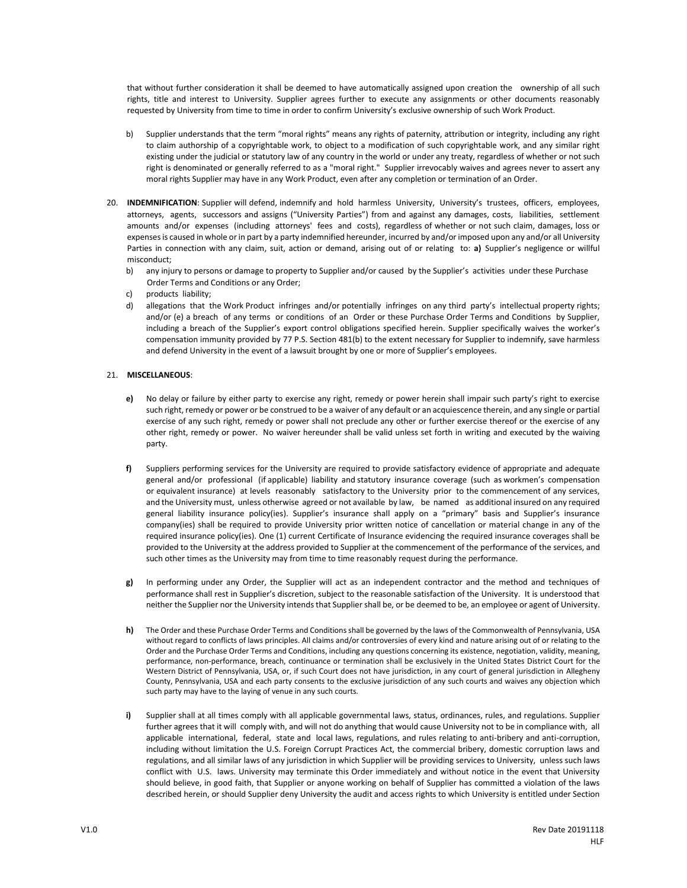that without further consideration it shall be deemed to have automatically assigned upon creation the ownership of all such rights, title and interest to University. Supplier agrees further to execute any assignments or other documents reasonably requested by University from time to time in order to confirm University's exclusive ownership of such Work Product.

b) Supplier understands that the term "moral rights" means any rights of paternity, attribution or integrity, including any right to claim authorship of a copyrightable work, to object to a modification of such copyrightable work, and any similar right existing under the judicial or statutory law of any country in the world or under any treaty, regardless of whether or not such right is denominated or generally referred to as a "moral right." Supplier irrevocably waives and agrees never to assert any moral rights Supplier may have in any Work Product, even after any completion or termination of an Order.

20. **INDEMNIFICATION**: Supplier will defend, indemnify and hold harmless University, University's trustees, officers, employees, attorneys, agents, successors and assigns ("University Parties") from and against any damages, costs, liabilities, settlement amounts and/or expenses (including attorneys' fees and costs), regardless of whether or not such claim, damages, loss or expenses is caused in whole or in part by a party indemnified hereunder, incurred by and/or imposed upon any and/or all University Parties in connection with any claim, suit, action or demand, arising out of or relating to: **a)** Supplier's negligence or willful misconduct;
   b) any injury to persons or damage to property to Supplier and/or caused by the Supplier's activities under these Purchase Order Terms and Conditions or any Order;
   c) products liability;
   d) allegations that the Work Product infringes and/or potentially infringes on any third party's intellectual property rights; and/or (e) a breach of any terms or conditions of an Order or these Purchase Order Terms and Conditions by Supplier, including a breach of the Supplier's export control obligations specified herein. Supplier specifically waives the worker's compensation immunity provided by 77 P.S. Section 481(b) to the extent necessary for Supplier to indemnify, save harmless and defend University in the event of a lawsuit brought by one or more of Supplier's employees.

21. **MISCELLANEOUS**:

   **e)** No delay or failure by either party to exercise any right, remedy or power herein shall impair such party's right to exercise such right, remedy or power or be construed to be a waiver of any default or an acquiescence therein, and any single or partial exercise of any such right, remedy or power shall not preclude any other or further exercise thereof or the exercise of any other right, remedy or power. No waiver hereunder shall be valid unless set forth in writing and executed by the waiving party.

   **f)** Suppliers performing services for the University are required to provide satisfactory evidence of appropriate and adequate general and/or professional (if applicable) liability and statutory insurance coverage (such as workmen's compensation or equivalent insurance) at levels reasonably satisfactory to the University prior to the commencement of any services, and the University must, unless otherwise agreed or not available by law, be named as additional insured on any required general liability insurance policy(ies). Supplier's insurance shall apply on a "primary" basis and Supplier's insurance company(ies) shall be required to provide University prior written notice of cancellation or material change in any of the required insurance policy(ies). One (1) current Certificate of Insurance evidencing the required insurance coverages shall be provided to the University at the address provided to Supplier at the commencement of the performance of the services, and such other times as the University may from time to time reasonably request during the performance.

   **g)** In performing under any Order, the Supplier will act as an independent contractor and the method and techniques of performance shall rest in Supplier's discretion, subject to the reasonable satisfaction of the University. It is understood that neither the Supplier nor the University intends that Supplier shall be, or be deemed to be, an employee or agent of University.

   **h)** The Order and these Purchase Order Terms and Conditions shall be governed by the laws of the Commonwealth of Pennsylvania, USA without regard to conflicts of laws principles. All claims and/or controversies of every kind and nature arising out of or relating to the Order and the Purchase Order Terms and Conditions, including any questions concerning its existence, negotiation, validity, meaning, performance, non-performance, breach, continuance or termination shall be exclusively in the United States District Court for the Western District of Pennsylvania, USA, or, if such Court does not have jurisdiction, in any court of general jurisdiction in Allegheny County, Pennsylvania, USA and each party consents to the exclusive jurisdiction of any such courts and waives any objection which such party may have to the laying of venue in any such courts.

   **i)** Supplier shall at all times comply with all applicable governmental laws, status, ordinances, rules, and regulations. Supplier further agrees that it will comply with, and will not do anything that would cause University not to be in compliance with, all applicable international, federal, state and local laws, regulations, and rules relating to anti-bribery and anti-corruption, including without limitation the U.S. Foreign Corrupt Practices Act, the commercial bribery, domestic corruption laws and regulations, and all similar laws of any jurisdiction in which Supplier will be providing services to University, unless such laws conflict with U.S. laws. University may terminate this Order immediately and without notice in the event that University should believe, in good faith, that Supplier or anyone working on behalf of Supplier has committed a violation of the laws described herein, or should Supplier deny University the audit and access rights to which University is entitled under Section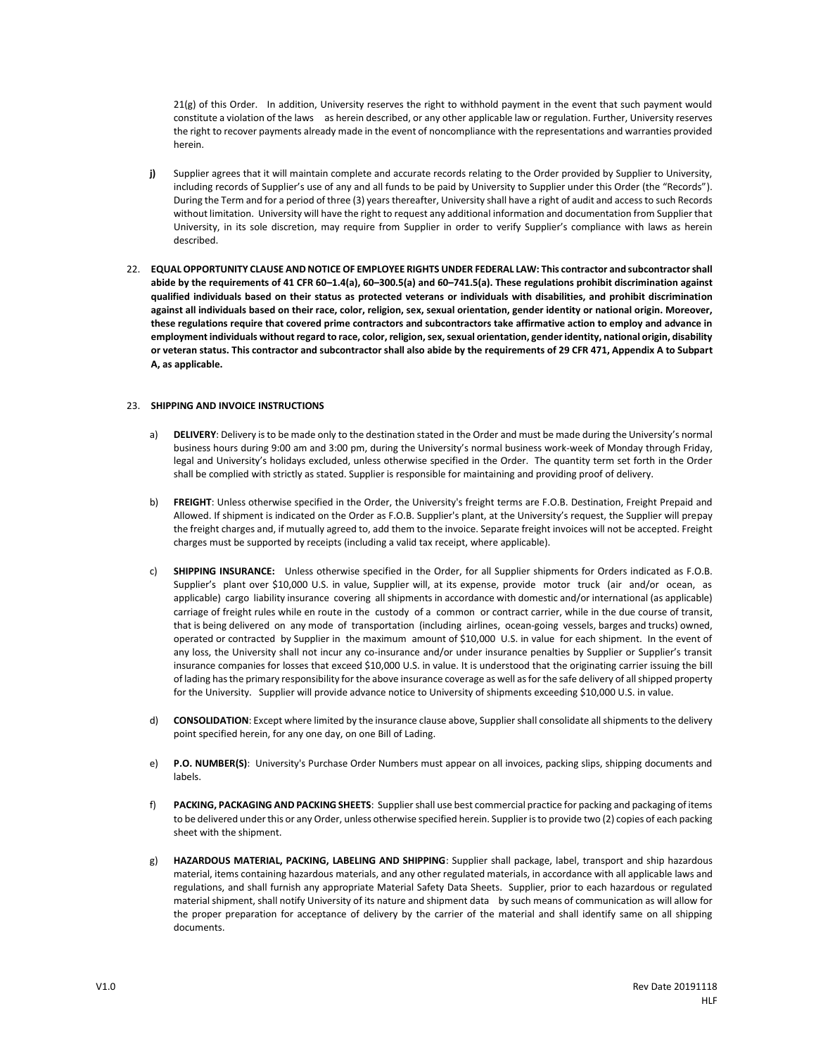21(g) of this Order. In addition, University reserves the right to withhold payment in the event that such payment would constitute a violation of the laws as herein described, or any other applicable law or regulation. Further, University reserves the right to recover payments already made in the event of noncompliance with the representations and warranties provided herein.

**j)** Supplier agrees that it will maintain complete and accurate records relating to the Order provided by Supplier to University, including records of Supplier's use of any and all funds to be paid by University to Supplier under this Order (the "Records"). During the Term and for a period of three (3) years thereafter, University shall have a right of audit and access to such Records without limitation. University will have the right to request any additional information and documentation from Supplier that University, in its sole discretion, may require from Supplier in order to verify Supplier's compliance with laws as herein described.

22. **EQUAL OPPORTUNITY CLAUSE AND NOTICE OF EMPLOYEE RIGHTS UNDER FEDERAL LAW: This contractor and subcontractor shall abide by the requirements of 41 CFR 60–1.4(a), 60–300.5(a) and 60–741.5(a). These regulations prohibit discrimination against qualified individuals based on their status as protected veterans or individuals with disabilities, and prohibit discrimination against all individuals based on their race, color, religion, sex, sexual orientation, gender identity or national origin. Moreover, these regulations require that covered prime contractors and subcontractors take affirmative action to employ and advance in employment individuals without regard to race, color, religion, sex, sexual orientation, gender identity, national origin, disability or veteran status. This contractor and subcontractor shall also abide by the requirements of 29 CFR 471, Appendix A to Subpart A, as applicable.**

23. **SHIPPING AND INVOICE INSTRUCTIONS**

a) **DELIVERY**: Delivery is to be made only to the destination stated in the Order and must be made during the University's normal business hours during 9:00 am and 3:00 pm, during the University's normal business work-week of Monday through Friday, legal and University's holidays excluded, unless otherwise specified in the Order. The quantity term set forth in the Order shall be complied with strictly as stated. Supplier is responsible for maintaining and providing proof of delivery.

b) **FREIGHT**: Unless otherwise specified in the Order, the University's freight terms are F.O.B. Destination, Freight Prepaid and Allowed. If shipment is indicated on the Order as F.O.B. Supplier's plant, at the University's request, the Supplier will prepay the freight charges and, if mutually agreed to, add them to the invoice. Separate freight invoices will not be accepted. Freight charges must be supported by receipts (including a valid tax receipt, where applicable).

c) **SHIPPING INSURANCE:** Unless otherwise specified in the Order, for all Supplier shipments for Orders indicated as F.O.B. Supplier's plant over $10,000 U.S. in value, Supplier will, at its expense, provide motor truck (air and/or ocean, as applicable) cargo liability insurance covering all shipments in accordance with domestic and/or international (as applicable) carriage of freight rules while en route in the custody of a common or contract carrier, while in the due course of transit, that is being delivered on any mode of transportation (including airlines, ocean-going vessels, barges and trucks) owned, operated or contracted by Supplier in the maximum amount of $10,000 U.S. in value for each shipment. In the event of any loss, the University shall not incur any co-insurance and/or under insurance penalties by Supplier or Supplier's transit insurance companies for losses that exceed $10,000 U.S. in value. It is understood that the originating carrier issuing the bill of lading has the primary responsibility for the above insurance coverage as well as for the safe delivery of all shipped property for the University. Supplier will provide advance notice to University of shipments exceeding $10,000 U.S. in value.

d) **CONSOLIDATION**: Except where limited by the insurance clause above, Supplier shall consolidate all shipments to the delivery point specified herein, for any one day, on one Bill of Lading.

e) **P.O. NUMBER(S)**: University's Purchase Order Numbers must appear on all invoices, packing slips, shipping documents and labels.

f) **PACKING, PACKAGING AND PACKING SHEETS**: Supplier shall use best commercial practice for packing and packaging of items to be delivered under this or any Order, unless otherwise specified herein. Supplier is to provide two (2) copies of each packing sheet with the shipment.

g) **HAZARDOUS MATERIAL, PACKING, LABELING AND SHIPPING**: Supplier shall package, label, transport and ship hazardous material, items containing hazardous materials, and any other regulated materials, in accordance with all applicable laws and regulations, and shall furnish any appropriate Material Safety Data Sheets. Supplier, prior to each hazardous or regulated material shipment, shall notify University of its nature and shipment data by such means of communication as will allow for the proper preparation for acceptance of delivery by the carrier of the material and shall identify same on all shipping documents.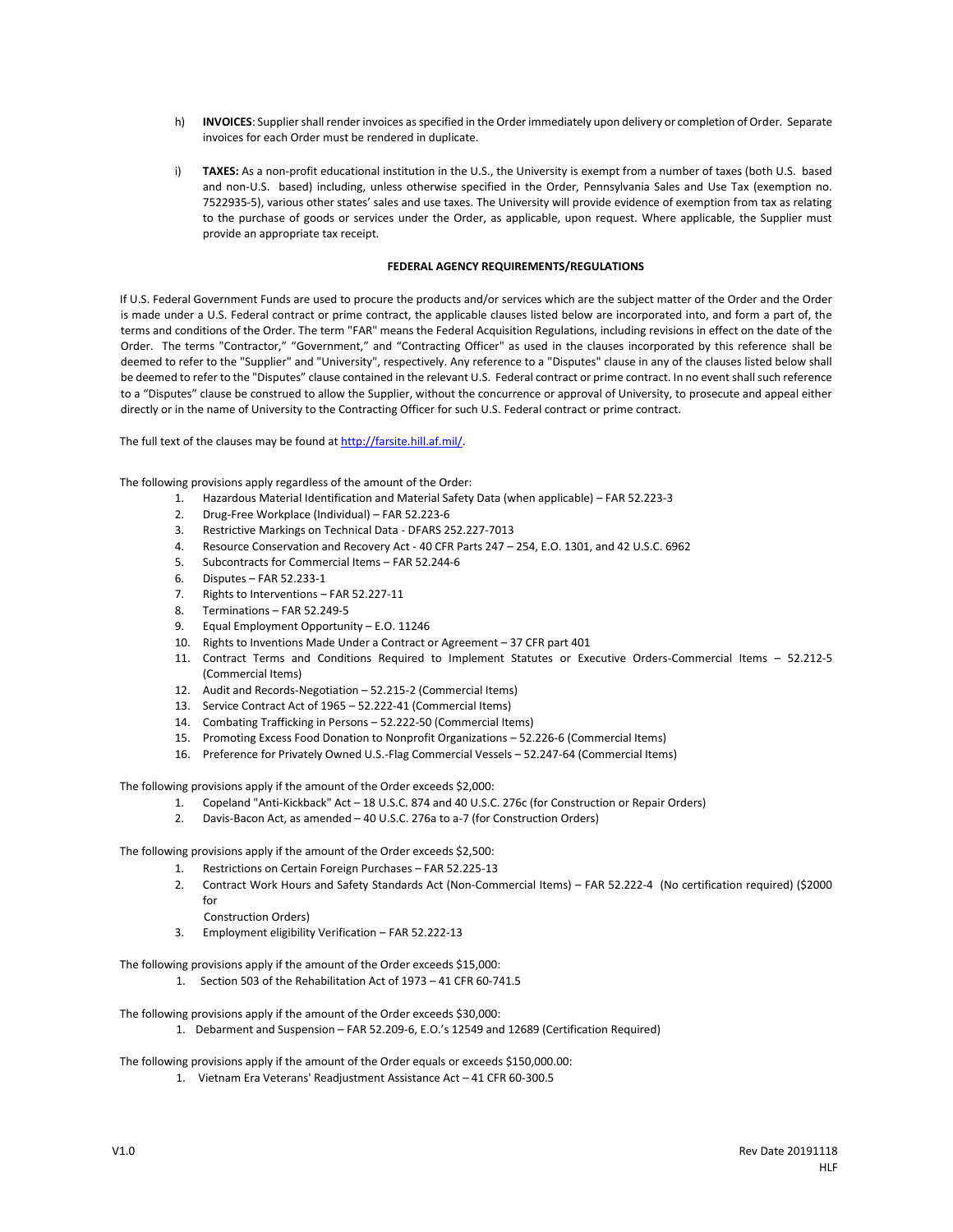h) **INVOICES**: Supplier shall render invoices as specified in the Order immediately upon delivery or completion of Order. Separate invoices for each Order must be rendered in duplicate.

i) **TAXES:** As a non-profit educational institution in the U.S., the University is exempt from a number of taxes (both U.S. based and non-U.S. based) including, unless otherwise specified in the Order, Pennsylvania Sales and Use Tax (exemption no. 7522935-5), various other states' sales and use taxes. The University will provide evidence of exemption from tax as relating to the purchase of goods or services under the Order, as applicable, upon request. Where applicable, the Supplier must provide an appropriate tax receipt.

**FEDERAL AGENCY REQUIREMENTS/REGULATIONS**

If U.S. Federal Government Funds are used to procure the products and/or services which are the subject matter of the Order and the Order is made under a U.S. Federal contract or prime contract, the applicable clauses listed below are incorporated into, and form a part of, the terms and conditions of the Order. The term "FAR" means the Federal Acquisition Regulations, including revisions in effect on the date of the Order. The terms "Contractor," "Government," and "Contracting Officer" as used in the clauses incorporated by this reference shall be deemed to refer to the "Supplier" and "University", respectively. Any reference to a "Disputes" clause in any of the clauses listed below shall be deemed to refer to the "Disputes" clause contained in the relevant U.S. Federal contract or prime contract. In no event shall such reference to a "Disputes" clause be construed to allow the Supplier, without the concurrence or approval of University, to prosecute and appeal either directly or in the name of University to the Contracting Officer for such U.S. Federal contract or prime contract.

The full text of the clauses may be found at http://farsite.hill.af.mil/.

The following provisions apply regardless of the amount of the Order:

1. Hazardous Material Identification and Material Safety Data (when applicable) – FAR 52.223-3
2. Drug-Free Workplace (Individual) – FAR 52.223-6
3. Restrictive Markings on Technical Data - DFARS 252.227-7013
4. Resource Conservation and Recovery Act - 40 CFR Parts 247 – 254, E.O. 1301, and 42 U.S.C. 6962
5. Subcontracts for Commercial Items – FAR 52.244-6
6. Disputes – FAR 52.233-1
7. Rights to Interventions – FAR 52.227-11
8. Terminations – FAR 52.249-5
9. Equal Employment Opportunity – E.O. 11246
10. Rights to Inventions Made Under a Contract or Agreement – 37 CFR part 401
11. Contract Terms and Conditions Required to Implement Statutes or Executive Orders-Commercial Items – 52.212-5 (Commercial Items)
12. Audit and Records-Negotiation – 52.215-2 (Commercial Items)
13. Service Contract Act of 1965 – 52.222-41 (Commercial Items)
14. Combating Trafficking in Persons – 52.222-50 (Commercial Items)
15. Promoting Excess Food Donation to Nonprofit Organizations – 52.226-6 (Commercial Items)
16. Preference for Privately Owned U.S.-Flag Commercial Vessels – 52.247-64 (Commercial Items)

The following provisions apply if the amount of the Order exceeds $2,000:

1. Copeland "Anti-Kickback" Act – 18 U.S.C. 874 and 40 U.S.C. 276c (for Construction or Repair Orders)
2. Davis-Bacon Act, as amended – 40 U.S.C. 276a to a-7 (for Construction Orders)

The following provisions apply if the amount of the Order exceeds $2,500:

1. Restrictions on Certain Foreign Purchases – FAR 52.225-13
2. Contract Work Hours and Safety Standards Act (Non-Commercial Items) – FAR 52.222-4 (No certification required) ($2000 for Construction Orders)
3. Employment eligibility Verification – FAR 52.222-13

The following provisions apply if the amount of the Order exceeds $15,000:

1. Section 503 of the Rehabilitation Act of 1973 – 41 CFR 60-741.5

The following provisions apply if the amount of the Order exceeds $30,000:

1. Debarment and Suspension – FAR 52.209-6, E.O.'s 12549 and 12689 (Certification Required)

The following provisions apply if the amount of the Order equals or exceeds $150,000.00:

1. Vietnam Era Veterans' Readjustment Assistance Act – 41 CFR 60-300.5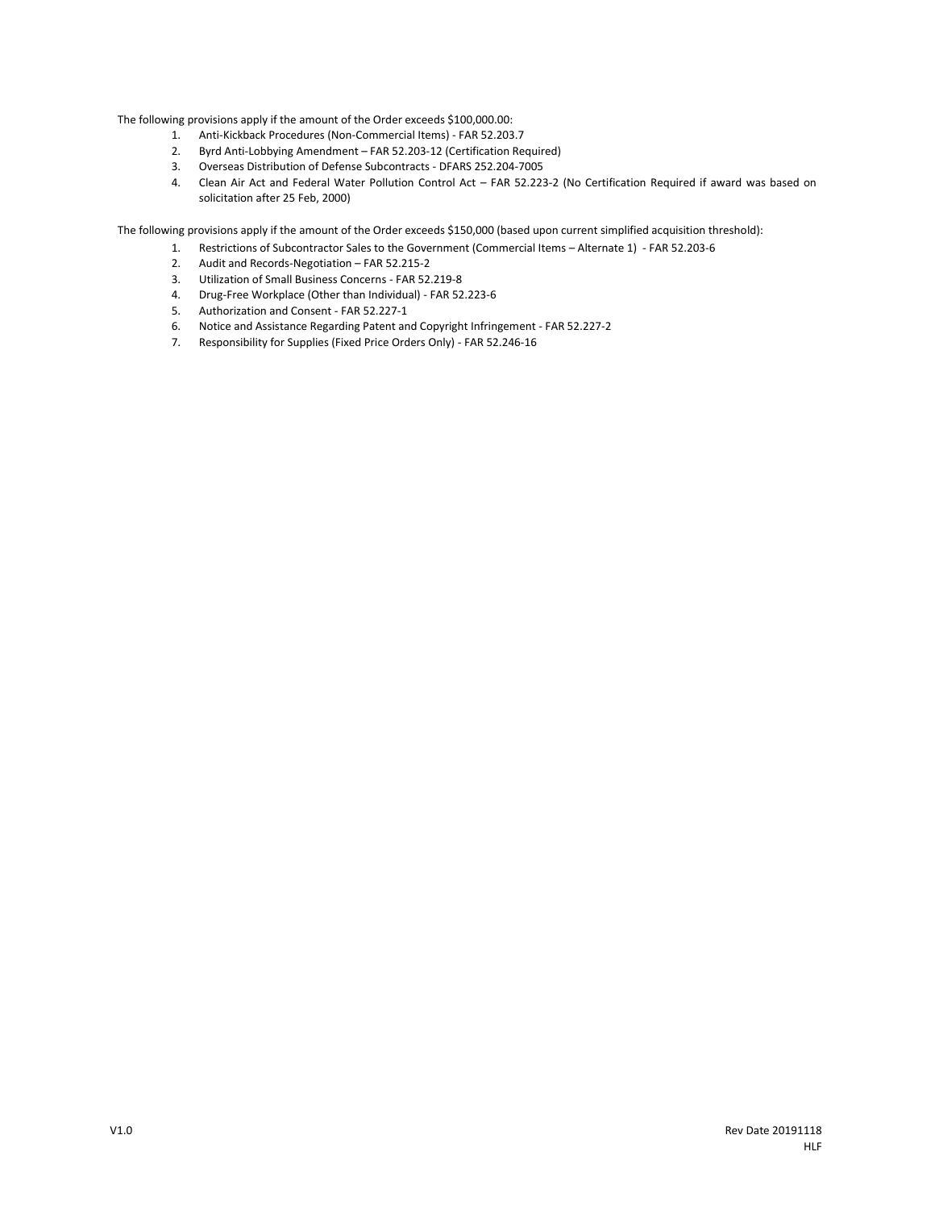The following provisions apply if the amount of the Order exceeds $100,000.00:

1. Anti-Kickback Procedures (Non-Commercial Items) - FAR 52.203.7
2. Byrd Anti-Lobbying Amendment – FAR 52.203-12 (Certification Required)
3. Overseas Distribution of Defense Subcontracts - DFARS 252.204-7005
4. Clean Air Act and Federal Water Pollution Control Act – FAR 52.223-2 (No Certification Required if award was based on solicitation after 25 Feb, 2000)

The following provisions apply if the amount of the Order exceeds $150,000 (based upon current simplified acquisition threshold):

1. Restrictions of Subcontractor Sales to the Government (Commercial Items – Alternate 1) - FAR 52.203-6
2. Audit and Records-Negotiation – FAR 52.215-2
3. Utilization of Small Business Concerns - FAR 52.219-8
4. Drug-Free Workplace (Other than Individual) - FAR 52.223-6
5. Authorization and Consent - FAR 52.227-1
6. Notice and Assistance Regarding Patent and Copyright Infringement - FAR 52.227-2
7. Responsibility for Supplies (Fixed Price Orders Only) - FAR 52.246-16